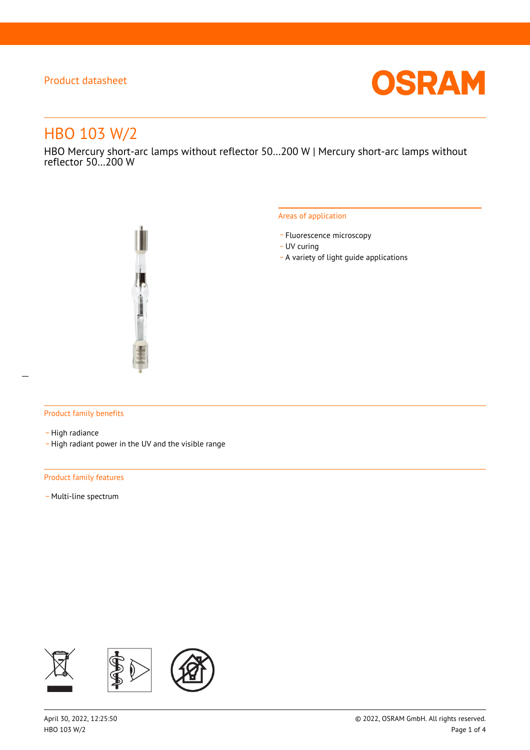Product datasheet

# HBO 103 W/2

HBO Mercury short-arc lamps without reflector 50…200 W | Mercury short-arc lamps without reflector 50…200 W

## Areas of application

- Fluorescence microscopy
- UV curing
- A variety of light guide applications

## Product family benefits

- High radiance
- High radiant power in the UV and the visible range

## Product family features

- Multi-line spectrum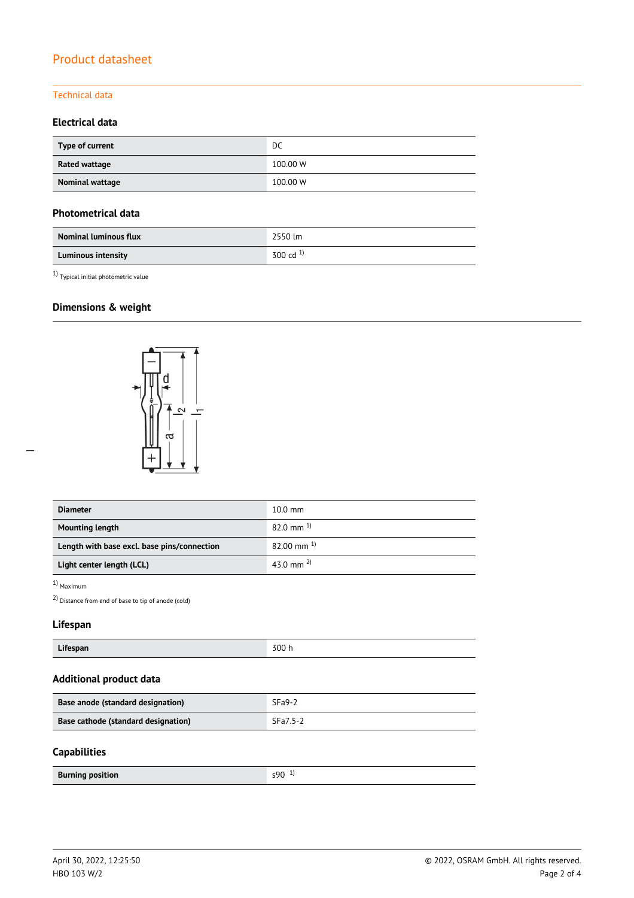## Technical data

### Electrical data

| | |
|---|---|
| **Type of current** | DC |
| **Rated wattage** | 100.00 W |
| **Nominal wattage** | 100.00 W |

### Photometrical data

| | |
|---|---|
| **Nominal luminous flux** | 2550 lm |
| **Luminous intensity** | 300 cd [1] |

[1] Typical initial photometric value

### Dimensions & weight

| | |
|---|---|
| **Diameter** | 10.0 mm |
| **Mounting length** | 82.0 mm [1] |
| **Length with base excl. base pins/connection** | 82.00 mm [1] |
| **Light center length (LCL)** | 43.0 mm [2] |

[1] Maximum

[2] Distance from end of base to tip of anode (cold)

### Lifespan

| | |
|---|---|
| **Lifespan** | 300 h |

### Additional product data

| | |
|---|---|
| **Base anode (standard designation)** | SFa9-2 |
| **Base cathode (standard designation)** | SFa7.5-2 |

### Capabilities

| | |
|---|---|
| **Burning position** | s90 [1] |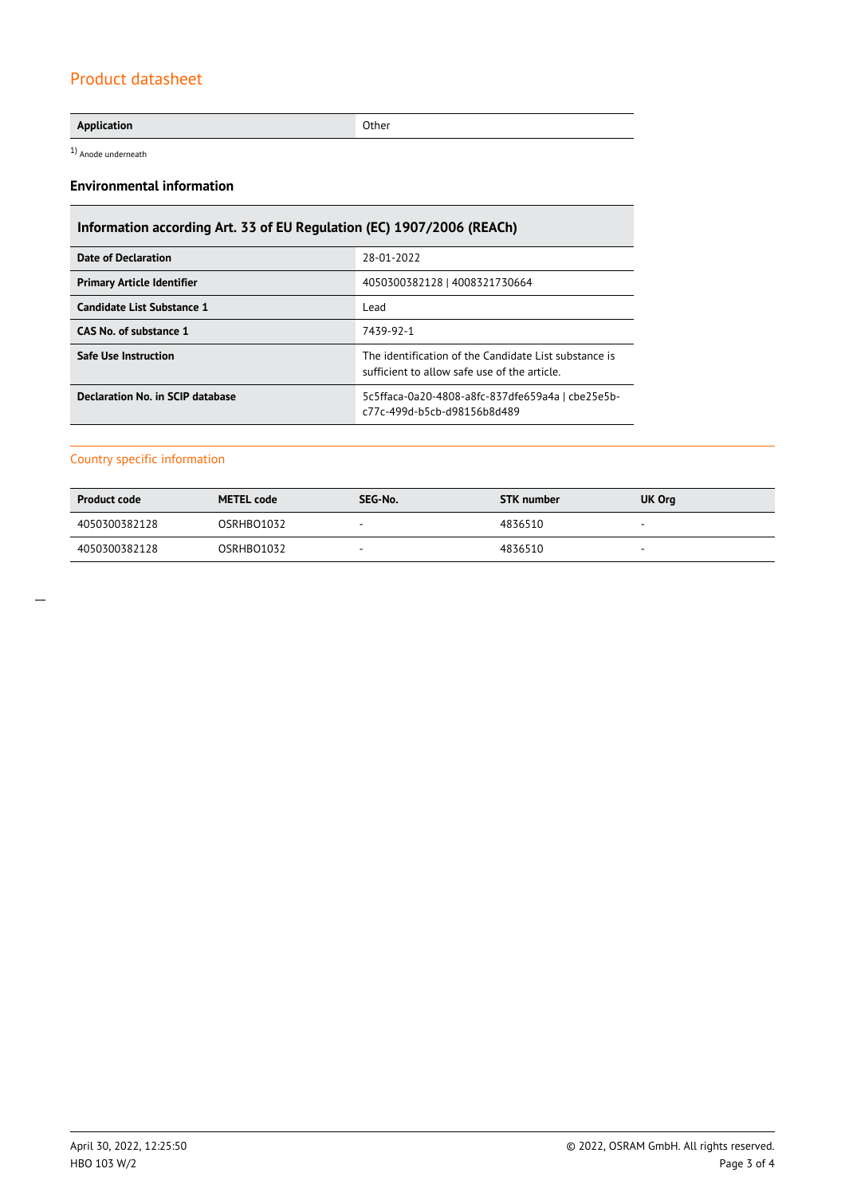| Application | Other |
|---|---|

[1] Anode underneath

### Environmental information

| Information according Art. 33 of EU Regulation (EC) 1907/2006 (REACh) | |
|---|---|
| **Date of Declaration** | 28-01-2022 |
| **Primary Article Identifier** | 4050300382128 \| 4008321730664 |
| **Candidate List Substance 1** | Lead |
| **CAS No. of substance 1** | 7439-92-1 |
| **Safe Use Instruction** | The identification of the Candidate List substance is sufficient to allow safe use of the article. |
| **Declaration No. in SCIP database** | 5c5ffaca-0a20-4808-a8fc-837dfe659a4a \| cbe25e5b-c77c-499d-b5cb-d98156b8d489 |

## Country specific information

| Product code | METEL code | SEG-No. | STK number | UK Org |
|---|---|---|---|---|
| 4050300382128 | OSRHBO1032 | - | 4836510 | - |
| 4050300382128 | OSRHBO1032 | - | 4836510 | - |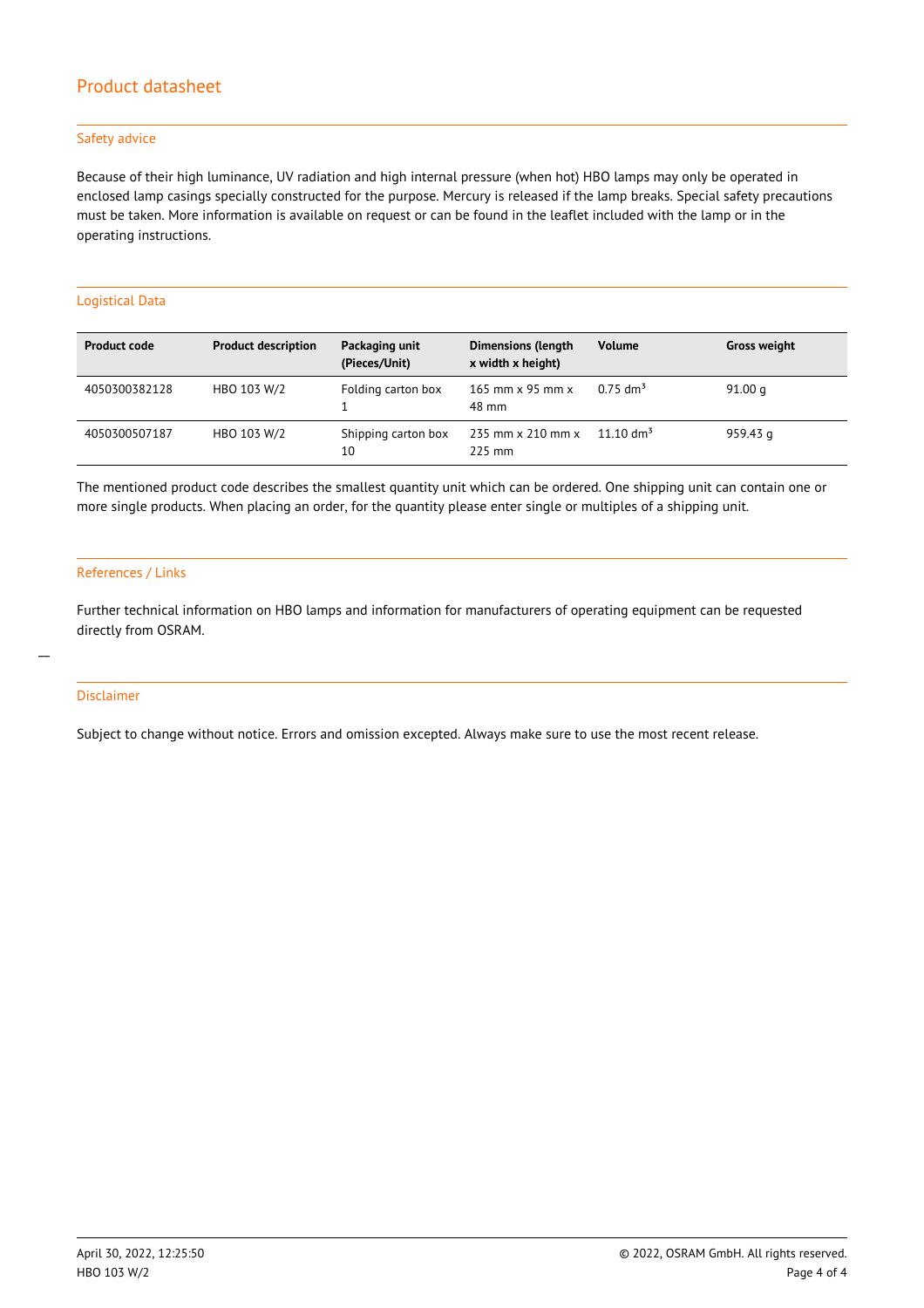## Safety advice

Because of their high luminance, UV radiation and high internal pressure (when hot) HBO lamps may only be operated in enclosed lamp casings specially constructed for the purpose. Mercury is released if the lamp breaks. Special safety precautions must be taken. More information is available on request or can be found in the leaflet included with the lamp or in the operating instructions.

## Logistical Data

| Product code | Product description | Packaging unit (Pieces/Unit) | Dimensions (length x width x height) | Volume | Gross weight |
|---|---|---|---|---|---|
| 4050300382128 | HBO 103 W/2 | Folding carton box 1 | 165 mm x 95 mm x 48 mm | 0.75 $dm^3$ | 91.00 g |
| 4050300507187 | HBO 103 W/2 | Shipping carton box 10 | 235 mm x 210 mm x 225 mm | 11.10 $dm^3$ | 959.43 g |

The mentioned product code describes the smallest quantity unit which can be ordered. One shipping unit can contain one or more single products. When placing an order, for the quantity please enter single or multiples of a shipping unit.

## References / Links

Further technical information on HBO lamps and information for manufacturers of operating equipment can be requested directly from OSRAM.

## Disclaimer

Subject to change without notice. Errors and omission excepted. Always make sure to use the most recent release.